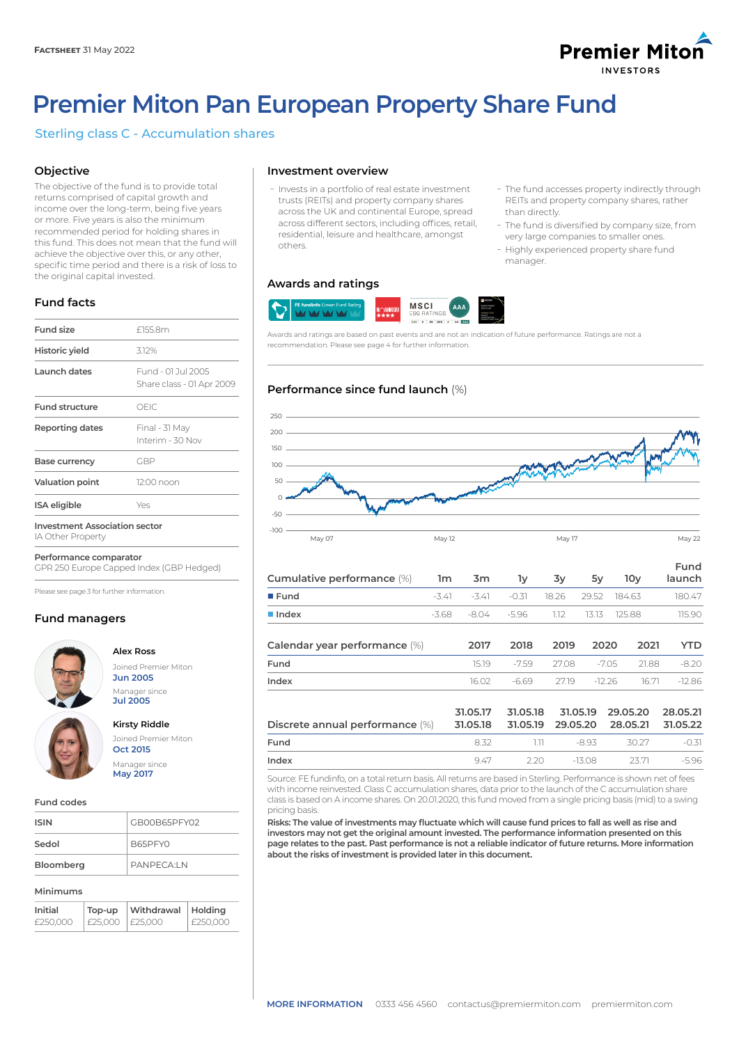**FACTSHEET** 31 May 2022

# Premier Miton Pan European Property Share Fund

## Sterling class C - Accumulation shares

### Objective

The objective of the fund is to provide total returns comprised of capital growth and income over the long-term, being five years or more. Five years is also the minimum recommended period for holding shares in this fund. This does not mean that the fund will achieve the objective over this, or any other, specific time period and there is a risk of loss to the original capital invested.

### Fund facts

| | |
|---|---|
| Fund size | £155.8m |
| Historic yield | 3.12% |
| Launch dates | Fund - 01 Jul 2005<br>Share class - 01 Apr 2009 |
| Fund structure | OEIC |
| Reporting dates | Final - 31 May<br>Interim - 30 Nov |
| Base currency | GBP |
| Valuation point | 12:00 noon |
| ISA eligible | Yes |

**Investment Association sector**
IA Other Property

**Performance comparator**
GPR 250 Europe Capped Index (GBP Hedged)

Please see page 3 for further information.

### Fund managers

**Alex Ross**
Joined Premier Miton
**Jun 2005**
Manager since
**Jul 2005**

**Kirsty Riddle**
Joined Premier Miton
**Oct 2015**
Manager since
**May 2017**

### Fund codes

| | |
|---|---|
| ISIN | GB00B65PFY02 |
| Sedol | B65PFY0 |
| Bloomberg | PANPECA:LN |

### Minimums

| Initial | Top-up | Withdrawal | Holding |
|---|---|---|---|
| £250,000 | £25,000 | £25,000 | £250,000 |

### Investment overview

- Invests in a portfolio of real estate investment trusts (REITs) and property company shares across the UK and continental Europe, spread across different sectors, including offices, retail, residential, leisure and healthcare, amongst others.
- The fund accesses property indirectly through REITs and property company shares, rather than directly.
- The fund is diversified by company size, from very large companies to smaller ones.
- Highly experienced property share fund manager.

### Awards and ratings

Awards and ratings are based on past events and are not an indication of future performance. Ratings are not a recommendation. Please see page 4 for further information.

### Performance since fund launch (%)

| Cumulative performance (%) | 1m | 3m | 1y | 3y | 5y | 10y | Fund launch |
|---|---|---|---|---|---|---|---|
| Fund | -3.41 | -3.41 | -0.31 | 18.26 | 29.52 | 184.63 | 180.47 |
| Index | -3.68 | -8.04 | -5.96 | 1.12 | 13.13 | 125.88 | 115.90 |

| Calendar year performance (%) | 2017 | 2018 | 2019 | 2020 | 2021 | YTD |
|---|---|---|---|---|---|---|
| Fund | 15.19 | -7.59 | 27.08 | -7.05 | 21.88 | -8.20 |
| Index | 16.02 | -6.69 | 27.19 | -12.26 | 16.71 | -12.86 |

| Discrete annual performance (%) | 31.05.17 31.05.18 | 31.05.18 31.05.19 | 31.05.19 29.05.20 | 29.05.20 28.05.21 | 28.05.21 31.05.22 |
|---|---|---|---|---|---|
| Fund | 8.32 | 1.11 | -8.93 | 30.27 | -0.31 |
| Index | 9.47 | 2.20 | -13.08 | 23.71 | -5.96 |

Source: FE fundinfo, on a total return basis. All returns are based in Sterling. Performance is shown net of fees with income reinvested. Class C accumulation shares, data prior to the launch of the C accumulation share class is based on A income shares. On 20.01.2020, this fund moved from a single pricing basis (mid) to a swing pricing basis.

**Risks: The value of investments may fluctuate which will cause fund prices to fall as well as rise and investors may not get the original amount invested. The performance information presented on this page relates to the past. Past performance is not a reliable indicator of future returns. More information about the risks of investment is provided later in this document.**

**MORE INFORMATION** 0333 456 4560 contactus@premiermiton.com premiermiton.com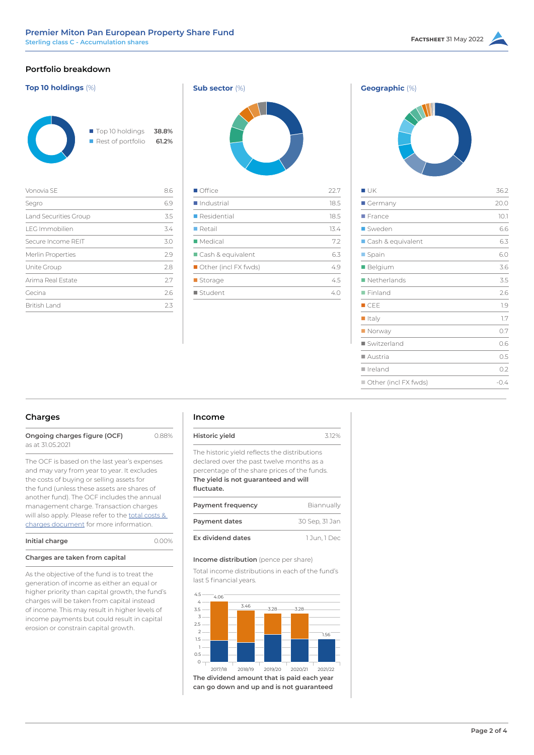## Portfolio breakdown

### Top 10 holdings (%)

| | |
|---|---|
| Top 10 holdings | **38.8%** |
| Rest of portfolio | **61.2%** |

| Holding | % |
|---|---|
| Vonovia SE | 8.6 |
| Segro | 6.9 |
| Land Securities Group | 3.5 |
| LEG Immobilien | 3.4 |
| Secure Income REIT | 3.0 |
| Merlin Properties | 2.9 |
| Unite Group | 2.8 |
| Arima Real Estate | 2.7 |
| Gecina | 2.6 |
| British Land | 2.3 |

### Sub sector (%)

| Sub sector | % |
|---|---|
| Office | 22.7 |
| Industrial | 18.5 |
| Residential | 18.5 |
| Retail | 13.4 |
| Medical | 7.2 |
| Cash & equivalent | 6.3 |
| Other (incl FX fwds) | 4.9 |
| Storage | 4.5 |
| Student | 4.0 |

### Geographic (%)

| Region | % |
|---|---|
| UK | 36.2 |
| Germany | 20.0 |
| France | 10.1 |
| Sweden | 6.6 |
| Cash & equivalent | 6.3 |
| Spain | 6.0 |
| Belgium | 3.6 |
| Netherlands | 3.5 |
| Finland | 2.6 |
| CEE | 1.9 |
| Italy | 1.7 |
| Norway | 0.7 |
| Switzerland | 0.6 |
| Austria | 0.5 |
| Ireland | 0.2 |
| Other (incl FX fwds) | -0.4 |

## Charges

| | |
|---|---|
| **Ongoing charges figure (OCF)** as at 31.05.2021 | 0.88% |

The OCF is based on the last year's expenses and may vary from year to year. It excludes the costs of buying or selling assets for the fund (unless these assets are shares of another fund). The OCF includes the annual management charge. Transaction charges will also apply. Please refer to the total costs & charges document for more information.

| | |
|---|---|
| **Initial charge** | 0.00% |

**Charges are taken from capital**

As the objective of the fund is to treat the generation of income as either an equal or higher priority than capital growth, the fund's charges will be taken from capital instead of income. This may result in higher levels of income payments but could result in capital erosion or constrain capital growth.

## Income

| | |
|---|---|
| **Historic yield** | 3.12% |

The historic yield reflects the distributions declared over the past twelve months as a percentage of the share prices of the funds. **The yield is not guaranteed and will fluctuate.**

| | |
|---|---|
| **Payment frequency** | Biannually |
| **Payment dates** | 30 Sep, 31 Jan |
| **Ex dividend dates** | 1 Jun, 1 Dec |

**Income distribution** (pence per share)

Total income distributions in each of the fund's last 5 financial years.

| Financial year | Total (pence per share) |
|---|---|
| 2017/18 | 4.06 |
| 2018/19 | 3.46 |
| 2019/20 | 3.28 |
| 2020/21 | 3.28 |
| 2021/22 | 1.56 |

**The dividend amount that is paid each year can go down and up and is not guaranteed**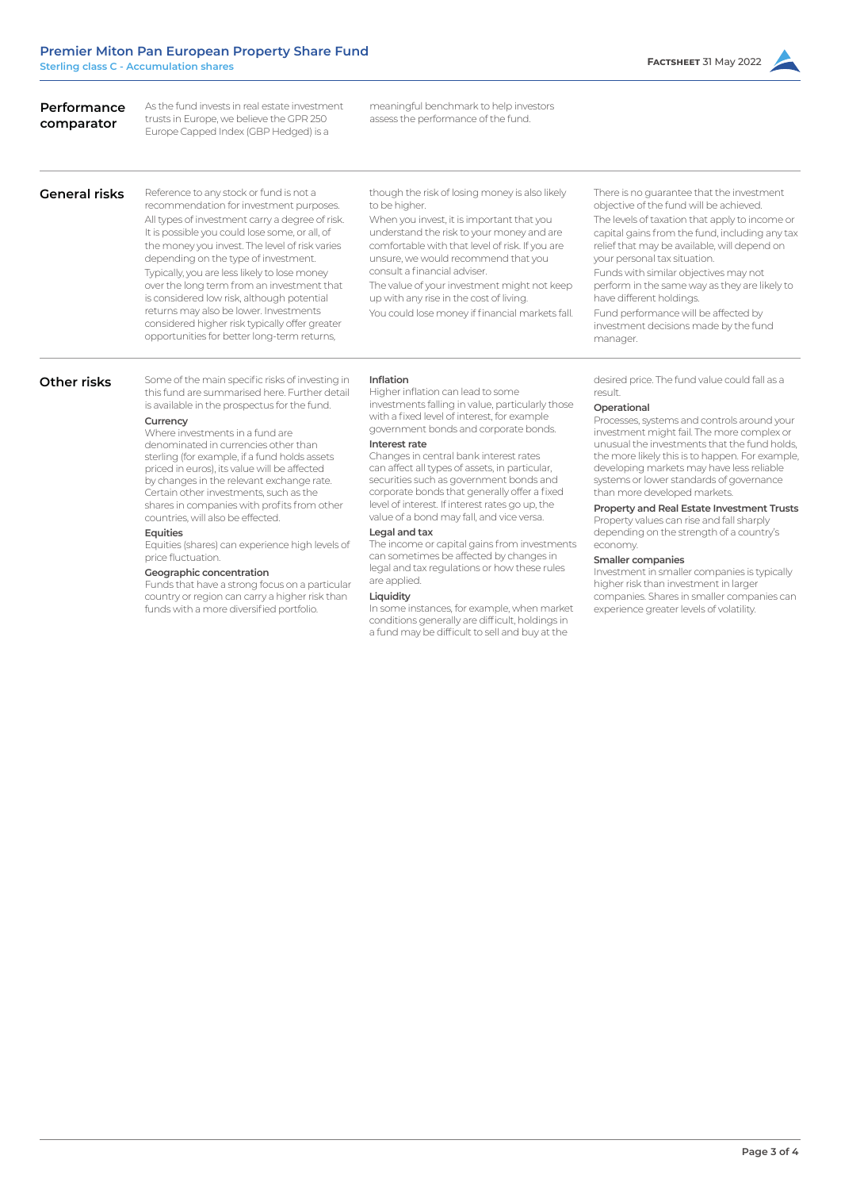## Performance comparator

As the fund invests in real estate investment trusts in Europe, we believe the GPR 250 Europe Capped Index (GBP Hedged) is a meaningful benchmark to help investors assess the performance of the fund.

## General risks

Reference to any stock or fund is not a recommendation for investment purposes.

All types of investment carry a degree of risk. It is possible you could lose some, or all, of the money you invest. The level of risk varies depending on the type of investment.

Typically, you are less likely to lose money over the long term from an investment that is considered low risk, although potential returns may also be lower. Investments considered higher risk typically offer greater opportunities for better long-term returns, though the risk of losing money is also likely to be higher.

When you invest, it is important that you understand the risk to your money and are comfortable with that level of risk. If you are unsure, we would recommend that you consult a financial adviser.

The value of your investment might not keep up with any rise in the cost of living.

You could lose money if financial markets fall.

There is no guarantee that the investment objective of the fund will be achieved.

The levels of taxation that apply to income or capital gains from the fund, including any tax relief that may be available, will depend on your personal tax situation.

Funds with similar objectives may not perform in the same way as they are likely to have different holdings.

Fund performance will be affected by investment decisions made by the fund manager.

## Other risks

Some of the main specific risks of investing in this fund are summarised here. Further detail is available in the prospectus for the fund.

**Currency**
Where investments in a fund are denominated in currencies other than sterling (for example, if a fund holds assets priced in euros), its value will be affected by changes in the relevant exchange rate. Certain other investments, such as the shares in companies with profits from other countries, will also be effected.

**Equities**
Equities (shares) can experience high levels of price fluctuation.

**Geographic concentration**
Funds that have a strong focus on a particular country or region can carry a higher risk than funds with a more diversified portfolio.

**Inflation**
Higher inflation can lead to some investments falling in value, particularly those with a fixed level of interest, for example government bonds and corporate bonds.

**Interest rate**
Changes in central bank interest rates can affect all types of assets, in particular, securities such as government bonds and corporate bonds that generally offer a fixed level of interest. If interest rates go up, the value of a bond may fall, and vice versa.

**Legal and tax**
The income or capital gains from investments can sometimes be affected by changes in legal and tax regulations or how these rules are applied.

**Liquidity**
In some instances, for example, when market conditions generally are difficult, holdings in a fund may be difficult to sell and buy at the desired price. The fund value could fall as a result.

**Operational**
Processes, systems and controls around your investment might fail. The more complex or unusual the investments that the fund holds, the more likely this is to happen. For example, developing markets may have less reliable systems or lower standards of governance than more developed markets.

**Property and Real Estate Investment Trusts**
Property values can rise and fall sharply depending on the strength of a country's economy.

**Smaller companies**
Investment in smaller companies is typically higher risk than investment in larger companies. Shares in smaller companies can experience greater levels of volatility.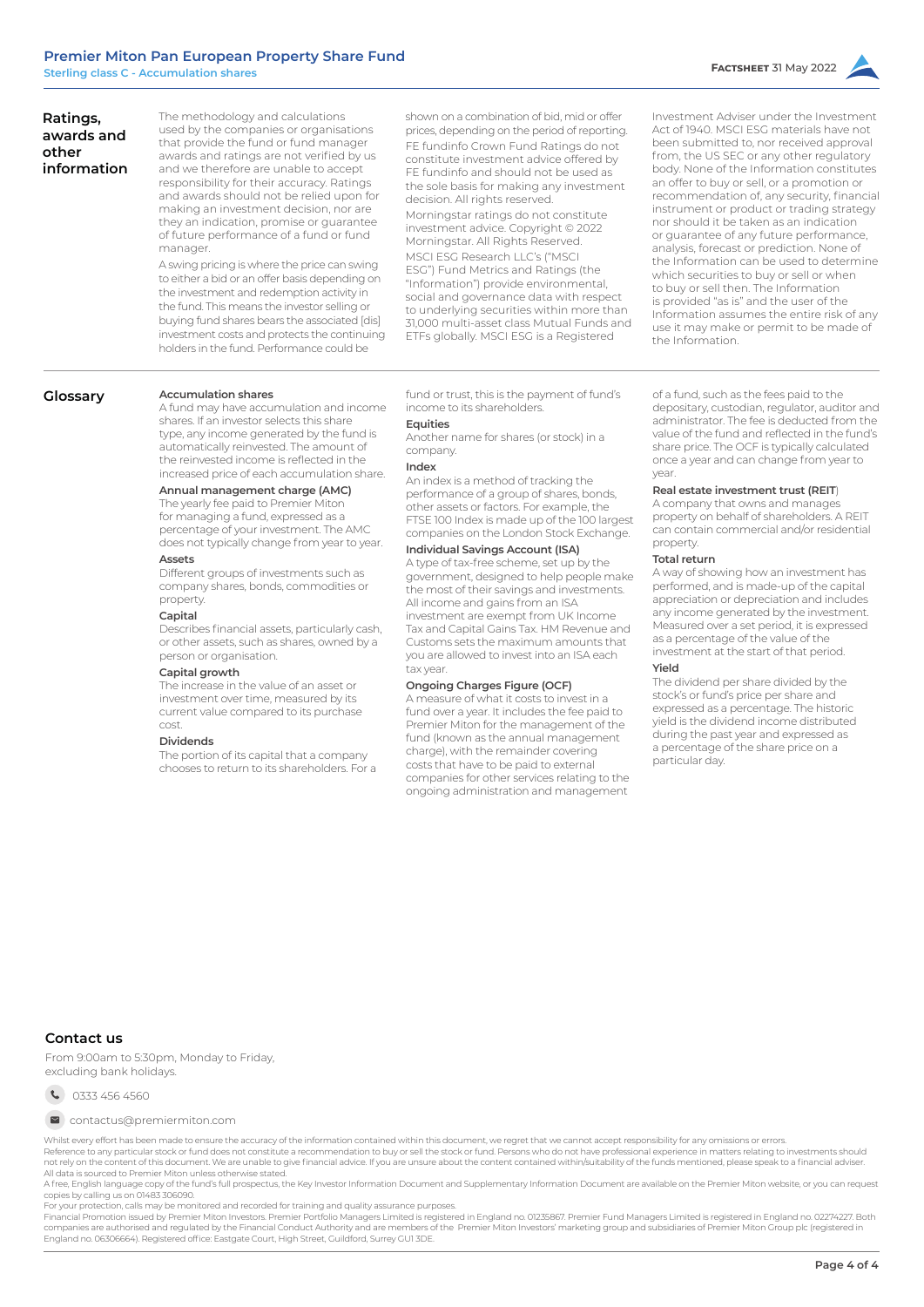## Ratings, awards and other information

The methodology and calculations used by the companies or organisations that provide the fund or fund manager awards and ratings are not verified by us and we therefore are unable to accept responsibility for their accuracy. Ratings and awards should not be relied upon for making an investment decision, nor are they an indication, promise or guarantee of future performance of a fund or fund manager.

A swing pricing is where the price can swing to either a bid or an offer basis depending on the investment and redemption activity in the fund. This means the investor selling or buying fund shares bears the associated [dis] investment costs and protects the continuing holders in the fund. Performance could be shown on a combination of bid, mid or offer prices, depending on the period of reporting.

FE fundinfo Crown Fund Ratings do not constitute investment advice offered by FE fundinfo and should not be used as the sole basis for making any investment decision. All rights reserved.

Morningstar ratings do not constitute investment advice. Copyright © 2022 Morningstar. All Rights Reserved.

MSCI ESG Research LLC's ("MSCI ESG") Fund Metrics and Ratings (the "Information") provide environmental, social and governance data with respect to underlying securities within more than 31,000 multi-asset class Mutual Funds and ETFs globally. MSCI ESG is a Registered Investment Adviser under the Investment Act of 1940. MSCI ESG materials have not been submitted to, nor received approval from, the US SEC or any other regulatory body. None of the Information constitutes an offer to buy or sell, or a promotion or recommendation of, any security, financial instrument or product or trading strategy nor should it be taken as an indication or guarantee of any future performance, analysis, forecast or prediction. None of the Information can be used to determine which securities to buy or sell or when to buy or sell then. The Information is provided "as is" and the user of the Information assumes the entire risk of any use it may make or permit to be made of the Information.

## Glossary

**Accumulation shares**
A fund may have accumulation and income shares. If an investor selects this share type, any income generated by the fund is automatically reinvested. The amount of the reinvested income is reflected in the increased price of each accumulation share.

**Annual management charge (AMC)**
The yearly fee paid to Premier Miton for managing a fund, expressed as a percentage of your investment. The AMC does not typically change from year to year.

**Assets**
Different groups of investments such as company shares, bonds, commodities or property.

**Capital**
Describes financial assets, particularly cash, or other assets, such as shares, owned by a person or organisation.

**Capital growth**
The increase in the value of an asset or investment over time, measured by its current value compared to its purchase cost.

**Dividends**
The portion of its capital that a company chooses to return to its shareholders. For a fund or trust, this is the payment of fund's income to its shareholders.

**Equities**
Another name for shares (or stock) in a company.

**Index**
An index is a method of tracking the performance of a group of shares, bonds, other assets or factors. For example, the FTSE 100 Index is made up of the 100 largest companies on the London Stock Exchange.

**Individual Savings Account (ISA)**
A type of tax-free scheme, set up by the government, designed to help people make the most of their savings and investments. All income and gains from an ISA investment are exempt from UK Income Tax and Capital Gains Tax. HM Revenue and Customs sets the maximum amounts that you are allowed to invest into an ISA each tax year.

**Ongoing Charges Figure (OCF)**
A measure of what it costs to invest in a fund over a year. It includes the fee paid to Premier Miton for the management of the fund (known as the annual management charge), with the remainder covering costs that have to be paid to external companies for other services relating to the ongoing administration and management of a fund, such as the fees paid to the depositary, custodian, regulator, auditor and administrator. The fee is deducted from the value of the fund and reflected in the fund's share price. The OCF is typically calculated once a year and can change from year to year.

**Real estate investment trust (REIT)**
A company that owns and manages property on behalf of shareholders. A REIT can contain commercial and/or residential property.

**Total return**
A way of showing how an investment has performed, and is made-up of the capital appreciation or depreciation and includes any income generated by the investment. Measured over a set period, it is expressed as a percentage of the value of the investment at the start of that period.

**Yield**
The dividend per share divided by the stock's or fund's price per share and expressed as a percentage. The historic yield is the dividend income distributed during the past year and expressed as a percentage of the share price on a particular day.

## Contact us

From 9:00am to 5:30pm, Monday to Friday, excluding bank holidays.

0333 456 4560

contactus@premiermiton.com

Whilst every effort has been made to ensure the accuracy of the information contained within this document, we regret that we cannot accept responsibility for any omissions or errors.
Reference to any particular stock or fund does not constitute a recommendation to buy or sell the stock or fund. Persons who do not have professional experience in matters relating to investments should not rely on the content of this document. We are unable to give financial advice. If you are unsure about the content contained within/suitability of the funds mentioned, please speak to a financial adviser.
All data is sourced to Premier Miton unless otherwise stated.
A free, English language copy of the fund's full prospectus, the Key Investor Information Document and Supplementary Information Document are available on the Premier Miton website, or you can request copies by calling us on 01483 306090.
For your protection, calls may be monitored and recorded for training and quality assurance purposes.
Financial Promotion issued by Premier Miton Investors. Premier Portfolio Managers Limited is registered in England no. 01235867. Premier Fund Managers Limited is registered in England no. 02274227. Both companies are authorised and regulated by the Financial Conduct Authority and are members of the Premier Miton Investors' marketing group and subsidiaries of Premier Miton Group plc (registered in England no. 06306664). Registered office: Eastgate Court, High Street, Guildford, Surrey GU1 3DE.